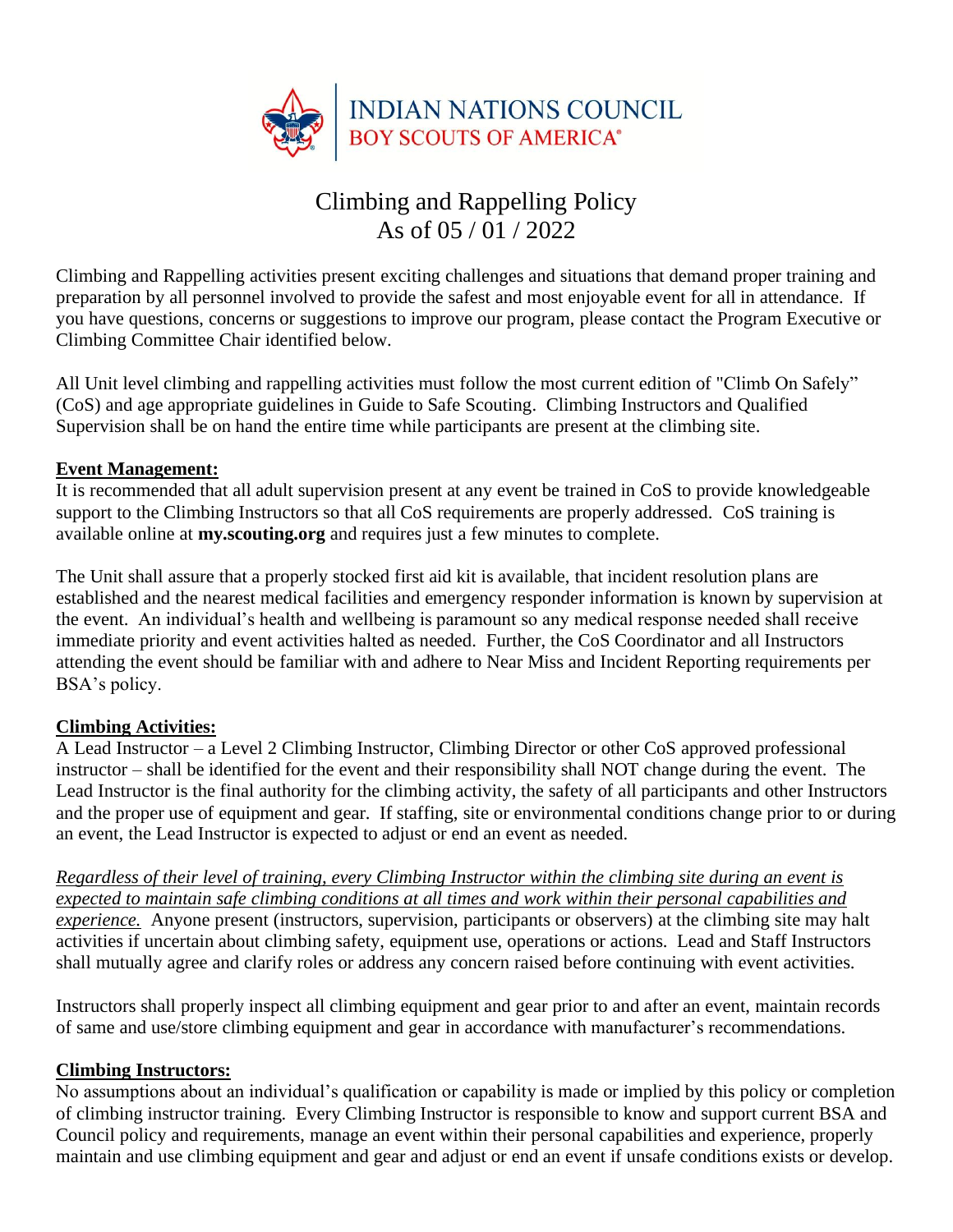INDIAN NATIONS COUNCIL
BOY SCOUTS OF AMERICA®

# Climbing and Rappelling Policy
As of 05 / 01 / 2022

Climbing and Rappelling activities present exciting challenges and situations that demand proper training and preparation by all personnel involved to provide the safest and most enjoyable event for all in attendance. If you have questions, concerns or suggestions to improve our program, please contact the Program Executive or Climbing Committee Chair identified below.

All Unit level climbing and rappelling activities must follow the most current edition of "Climb On Safely" (CoS) and age appropriate guidelines in Guide to Safe Scouting. Climbing Instructors and Qualified Supervision shall be on hand the entire time while participants are present at the climbing site.

## Event Management:

It is recommended that all adult supervision present at any event be trained in CoS to provide knowledgeable support to the Climbing Instructors so that all CoS requirements are properly addressed. CoS training is available online at **my.scouting.org** and requires just a few minutes to complete.

The Unit shall assure that a properly stocked first aid kit is available, that incident resolution plans are established and the nearest medical facilities and emergency responder information is known by supervision at the event. An individual's health and wellbeing is paramount so any medical response needed shall receive immediate priority and event activities halted as needed. Further, the CoS Coordinator and all Instructors attending the event should be familiar with and adhere to Near Miss and Incident Reporting requirements per BSA's policy.

## Climbing Activities:

A Lead Instructor – a Level 2 Climbing Instructor, Climbing Director or other CoS approved professional instructor – shall be identified for the event and their responsibility shall NOT change during the event. The Lead Instructor is the final authority for the climbing activity, the safety of all participants and other Instructors and the proper use of equipment and gear. If staffing, site or environmental conditions change prior to or during an event, the Lead Instructor is expected to adjust or end an event as needed.

*Regardless of their level of training, every Climbing Instructor within the climbing site during an event is expected to maintain safe climbing conditions at all times and work within their personal capabilities and experience.* Anyone present (instructors, supervision, participants or observers) at the climbing site may halt activities if uncertain about climbing safety, equipment use, operations or actions. Lead and Staff Instructors shall mutually agree and clarify roles or address any concern raised before continuing with event activities.

Instructors shall properly inspect all climbing equipment and gear prior to and after an event, maintain records of same and use/store climbing equipment and gear in accordance with manufacturer's recommendations.

## Climbing Instructors:

No assumptions about an individual's qualification or capability is made or implied by this policy or completion of climbing instructor training. Every Climbing Instructor is responsible to know and support current BSA and Council policy and requirements, manage an event within their personal capabilities and experience, properly maintain and use climbing equipment and gear and adjust or end an event if unsafe conditions exists or develop.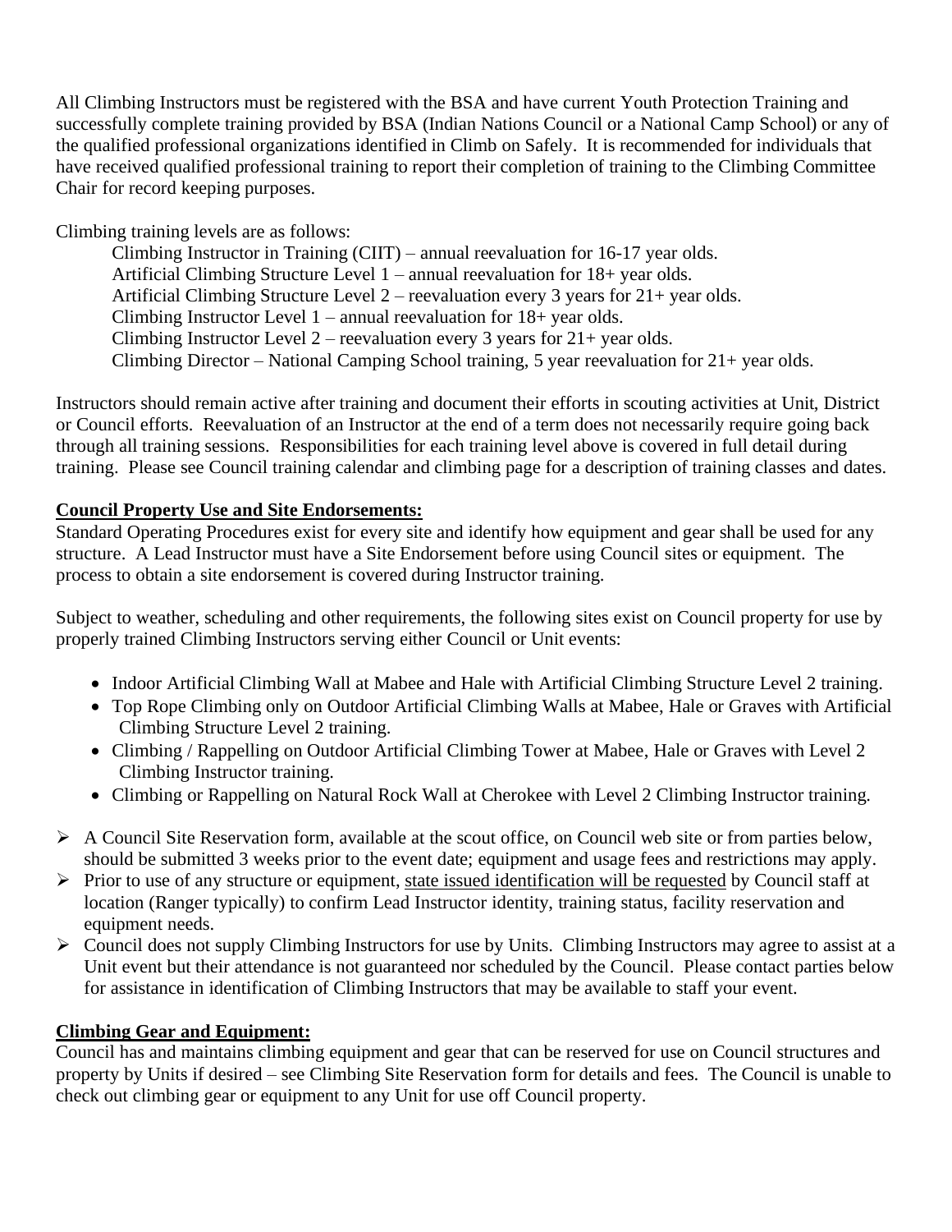All Climbing Instructors must be registered with the BSA and have current Youth Protection Training and successfully complete training provided by BSA (Indian Nations Council or a National Camp School) or any of the qualified professional organizations identified in Climb on Safely. It is recommended for individuals that have received qualified professional training to report their completion of training to the Climbing Committee Chair for record keeping purposes.

Climbing training levels are as follows:

Climbing Instructor in Training (CIIT) – annual reevaluation for 16-17 year olds.
Artificial Climbing Structure Level 1 – annual reevaluation for 18+ year olds.
Artificial Climbing Structure Level 2 – reevaluation every 3 years for 21+ year olds.
Climbing Instructor Level 1 – annual reevaluation for 18+ year olds.
Climbing Instructor Level 2 – reevaluation every 3 years for 21+ year olds.
Climbing Director – National Camping School training, 5 year reevaluation for 21+ year olds.

Instructors should remain active after training and document their efforts in scouting activities at Unit, District or Council efforts. Reevaluation of an Instructor at the end of a term does not necessarily require going back through all training sessions. Responsibilities for each training level above is covered in full detail during training. Please see Council training calendar and climbing page for a description of training classes and dates.

**Council Property Use and Site Endorsements:**

Standard Operating Procedures exist for every site and identify how equipment and gear shall be used for any structure. A Lead Instructor must have a Site Endorsement before using Council sites or equipment. The process to obtain a site endorsement is covered during Instructor training.

Subject to weather, scheduling and other requirements, the following sites exist on Council property for use by properly trained Climbing Instructors serving either Council or Unit events:

- Indoor Artificial Climbing Wall at Mabee and Hale with Artificial Climbing Structure Level 2 training.
- Top Rope Climbing only on Outdoor Artificial Climbing Walls at Mabee, Hale or Graves with Artificial Climbing Structure Level 2 training.
- Climbing / Rappelling on Outdoor Artificial Climbing Tower at Mabee, Hale or Graves with Level 2 Climbing Instructor training.
- Climbing or Rappelling on Natural Rock Wall at Cherokee with Level 2 Climbing Instructor training.

- A Council Site Reservation form, available at the scout office, on Council web site or from parties below, should be submitted 3 weeks prior to the event date; equipment and usage fees and restrictions may apply.
- Prior to use of any structure or equipment, state issued identification will be requested by Council staff at location (Ranger typically) to confirm Lead Instructor identity, training status, facility reservation and equipment needs.
- Council does not supply Climbing Instructors for use by Units. Climbing Instructors may agree to assist at a Unit event but their attendance is not guaranteed nor scheduled by the Council. Please contact parties below for assistance in identification of Climbing Instructors that may be available to staff your event.

**Climbing Gear and Equipment:**

Council has and maintains climbing equipment and gear that can be reserved for use on Council structures and property by Units if desired – see Climbing Site Reservation form for details and fees. The Council is unable to check out climbing gear or equipment to any Unit for use off Council property.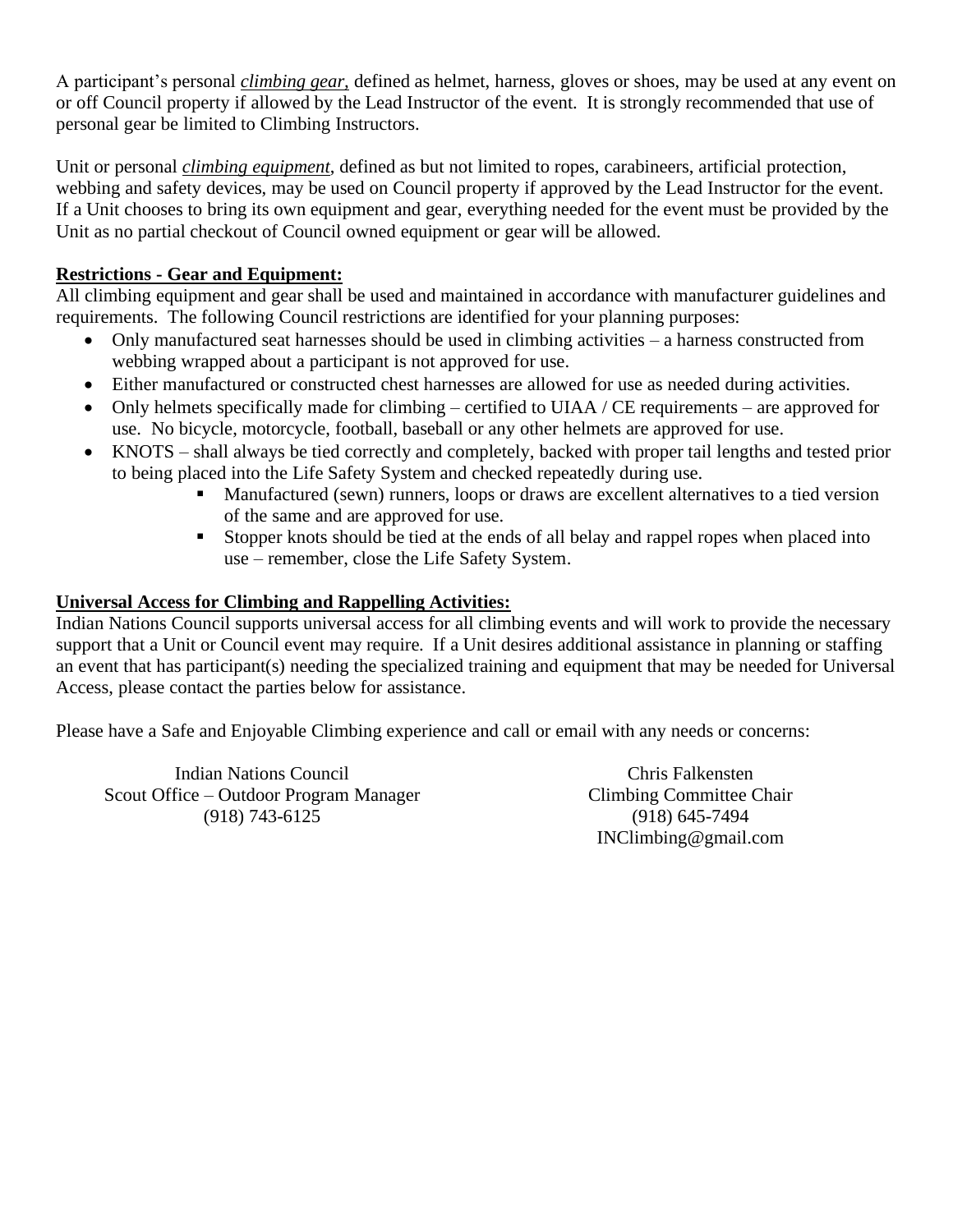A participant's personal ***climbing gear***, defined as helmet, harness, gloves or shoes, may be used at any event on or off Council property if allowed by the Lead Instructor of the event. It is strongly recommended that use of personal gear be limited to Climbing Instructors.

Unit or personal ***climbing equipment***, defined as but not limited to ropes, carabineers, artificial protection, webbing and safety devices, may be used on Council property if approved by the Lead Instructor for the event. If a Unit chooses to bring its own equipment and gear, everything needed for the event must be provided by the Unit as no partial checkout of Council owned equipment or gear will be allowed.

**Restrictions - Gear and Equipment:**

All climbing equipment and gear shall be used and maintained in accordance with manufacturer guidelines and requirements. The following Council restrictions are identified for your planning purposes:

- Only manufactured seat harnesses should be used in climbing activities – a harness constructed from webbing wrapped about a participant is not approved for use.
- Either manufactured or constructed chest harnesses are allowed for use as needed during activities.
- Only helmets specifically made for climbing – certified to UIAA / CE requirements – are approved for use. No bicycle, motorcycle, football, baseball or any other helmets are approved for use.
- KNOTS – shall always be tied correctly and completely, backed with proper tail lengths and tested prior to being placed into the Life Safety System and checked repeatedly during use.
  - Manufactured (sewn) runners, loops or draws are excellent alternatives to a tied version of the same and are approved for use.
  - Stopper knots should be tied at the ends of all belay and rappel ropes when placed into use – remember, close the Life Safety System.

**Universal Access for Climbing and Rappelling Activities:**

Indian Nations Council supports universal access for all climbing events and will work to provide the necessary support that a Unit or Council event may require. If a Unit desires additional assistance in planning or staffing an event that has participant(s) needing the specialized training and equipment that may be needed for Universal Access, please contact the parties below for assistance.

Please have a Safe and Enjoyable Climbing experience and call or email with any needs or concerns:

Indian Nations Council
Scout Office – Outdoor Program Manager
(918) 743-6125

Chris Falkensten
Climbing Committee Chair
(918) 645-7494
INClimbing@gmail.com